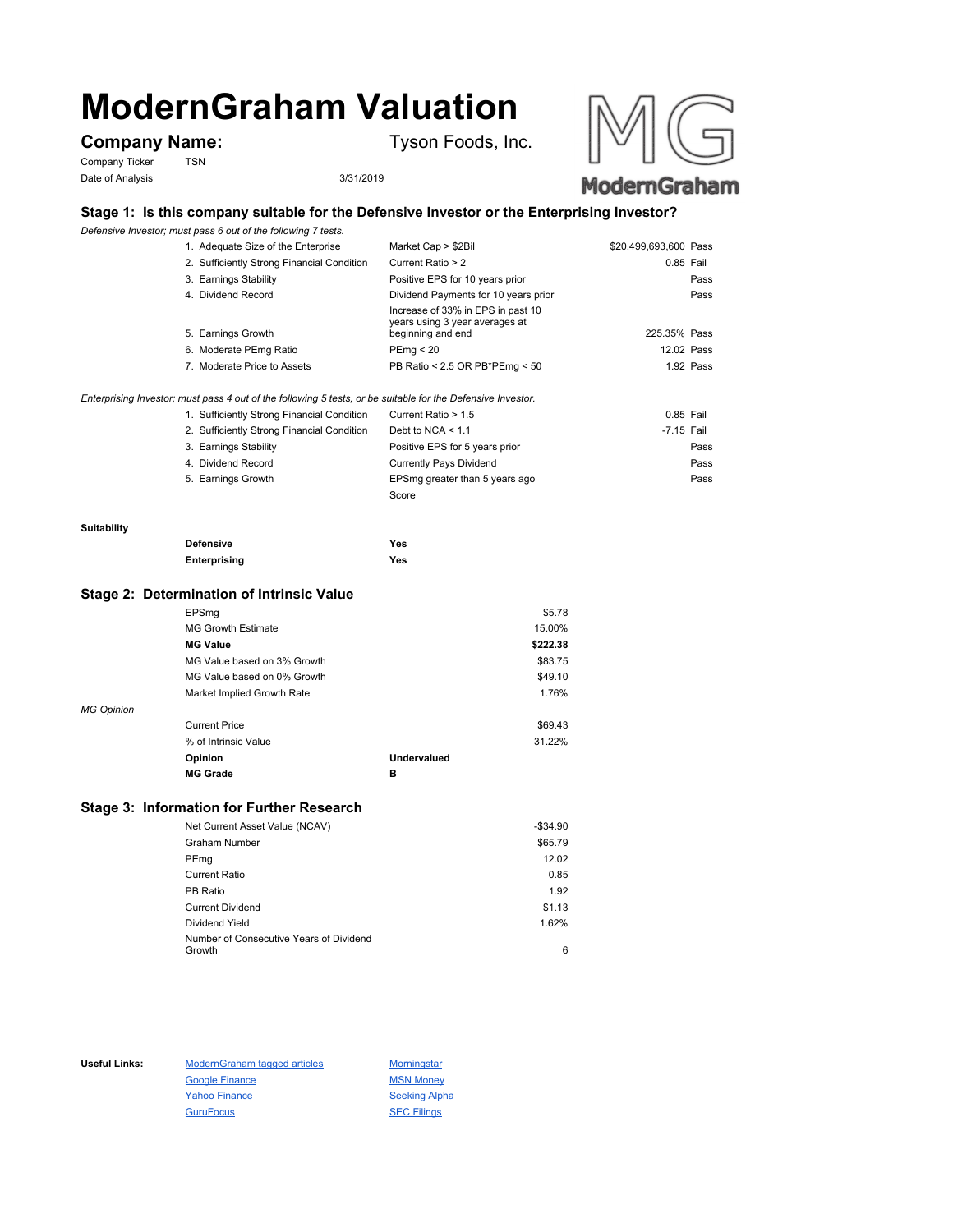# ModernGraham Valuation

**Company Name:** Tyson Foods, Inc.

Company Ticker: TSN

Date of Analysis: 3/31/2019

## Stage 1: Is this company suitable for the Defensive Investor or the Enterprising Investor?

*Defensive Investor; must pass 6 out of the following 7 tests.*

| Test | Criterion | Value | Result |
|---|---|---|---|
| 1. Adequate Size of the Enterprise | Market Cap > $2Bil | $20,499,693,600 | Pass |
| 2. Sufficiently Strong Financial Condition | Current Ratio > 2 | 0.85 | Fail |
| 3. Earnings Stability | Positive EPS for 10 years prior | | Pass |
| 4. Dividend Record | Dividend Payments for 10 years prior | | Pass |
| 5. Earnings Growth | Increase of 33% in EPS in past 10 years using 3 year averages at beginning and end | 225.35% | Pass |
| 6. Moderate PEmg Ratio | PEmg < 20 | 12.02 | Pass |
| 7. Moderate Price to Assets | PB Ratio < 2.5 OR PB*PEmg < 50 | 1.92 | Pass |

*Enterprising Investor; must pass 4 out of the following 5 tests, or be suitable for the Defensive Investor.*

| Test | Criterion | Value | Result |
|---|---|---|---|
| 1. Sufficiently Strong Financial Condition | Current Ratio > 1.5 | 0.85 | Fail |
| 2. Sufficiently Strong Financial Condition | Debt to NCA < 1.1 | -7.15 | Fail |
| 3. Earnings Stability | Positive EPS for 5 years prior | | Pass |
| 4. Dividend Record | Currently Pays Dividend | | Pass |
| 5. Earnings Growth | EPSmg greater than 5 years ago | | Pass |
| | Score | | |

**Suitability**

| | |
|---|---|
| **Defensive** | Yes |
| **Enterprising** | Yes |

## Stage 2: Determination of Intrinsic Value

| | |
|---|---|
| EPSmg | $5.78 |
| MG Growth Estimate | 15.00% |
| **MG Value** | **$222.38** |
| MG Value based on 3% Growth | $83.75 |
| MG Value based on 0% Growth | $49.10 |
| Market Implied Growth Rate | 1.76% |

*MG Opinion*

| | |
|---|---|
| Current Price | $69.43 |
| % of Intrinsic Value | 31.22% |
| **Opinion** | **Undervalued** |
| **MG Grade** | **B** |

## Stage 3: Information for Further Research

| | |
|---|---|
| Net Current Asset Value (NCAV) | -$34.90 |
| Graham Number | $65.79 |
| PEmg | 12.02 |
| Current Ratio | 0.85 |
| PB Ratio | 1.92 |
| Current Dividend | $1.13 |
| Dividend Yield | 1.62% |
| Number of Consecutive Years of Dividend Growth | 6 |

**Useful Links:** ModernGraham tagged articles, Morningstar, Google Finance, MSN Money, Yahoo Finance, Seeking Alpha, GuruFocus, SEC Filings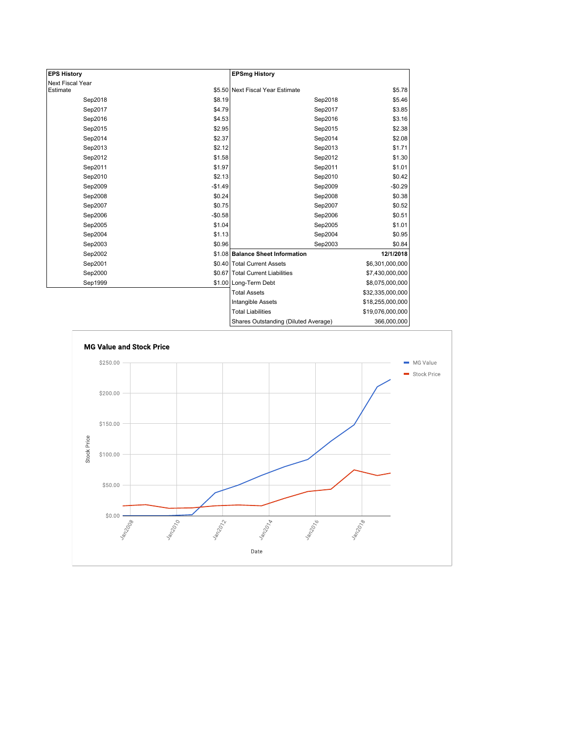| EPS History | |
|---|---|
| Next Fiscal Year Estimate | $5.50 |
| Sep2018 | $8.19 |
| Sep2017 | $4.79 |
| Sep2016 | $4.53 |
| Sep2015 | $2.95 |
| Sep2014 | $2.37 |
| Sep2013 | $2.12 |
| Sep2012 | $1.58 |
| Sep2011 | $1.97 |
| Sep2010 | $2.13 |
| Sep2009 | -$1.49 |
| Sep2008 | $0.24 |
| Sep2007 | $0.75 |
| Sep2006 | -$0.58 |
| Sep2005 | $1.04 |
| Sep2004 | $1.13 |
| Sep2003 | $0.96 |
| Sep2002 | $1.08 |
| Sep2001 | $0.40 |
| Sep2000 | $0.67 |
| Sep1999 | $1.00 |

| EPSmg History | |
|---|---|
| Next Fiscal Year Estimate | $5.78 |
| Sep2018 | $5.46 |
| Sep2017 | $3.85 |
| Sep2016 | $3.16 |
| Sep2015 | $2.38 |
| Sep2014 | $2.08 |
| Sep2013 | $1.71 |
| Sep2012 | $1.30 |
| Sep2011 | $1.01 |
| Sep2010 | $0.42 |
| Sep2009 | -$0.29 |
| Sep2008 | $0.38 |
| Sep2007 | $0.52 |
| Sep2006 | $0.51 |
| Sep2005 | $1.01 |
| Sep2004 | $0.95 |
| Sep2003 | $0.84 |

| Balance Sheet Information | 12/1/2018 |
|---|---|
| Total Current Assets | $6,301,000,000 |
| Total Current Liabilities | $7,430,000,000 |
| Long-Term Debt | $8,075,000,000 |
| Total Assets | $32,335,000,000 |
| Intangible Assets | $18,255,000,000 |
| Total Liabilities | $19,076,000,000 |
| Shares Outstanding (Diluted Average) | 366,000,000 |

**MG Value and Stock Price**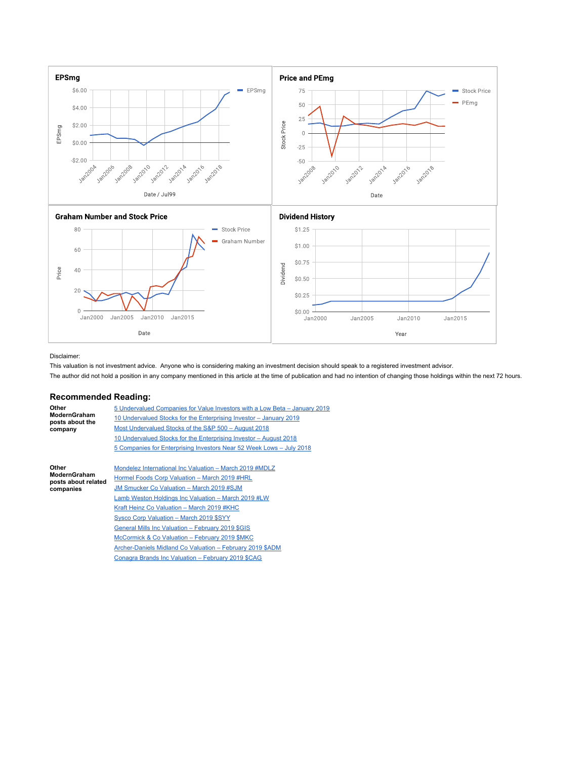**EPSmg**

$6.00
$4.00
$2.00
$0.00
-$2.00

EPSmg

Jan2004 Jan2006 Jan2008 Jan2010 Jan2012 Jan2014 Jan2016 Jan2018

Date / Jul99

EPSmg

**Price and PEmg**

75
50
25
0
-25
-50

Stock Price

Jan2008 Jan2010 Jan2012 Jan2014 Jan2016 Jan2018

Date

Stock Price
PEmg

**Graham Number and Stock Price**

80
60
40
20
0

Price

Jan2000 Jan2005 Jan2010 Jan2015

Date

Stock Price
Graham Number

**Dividend History**

$1.25
$1.00
$0.75
$0.50
$0.25
$0.00

Dividend

Jan2000 Jan2005 Jan2010 Jan2015

Year

Disclaimer:

This valuation is not investment advice. Anyone who is considering making an investment decision should speak to a registered investment advisor.

The author did not hold a position in any company mentioned in this article at the time of publication and had no intention of changing those holdings within the next 72 hours.

## Recommended Reading:

**Other ModernGraham posts about the company**

- 5 Undervalued Companies for Value Investors with a Low Beta – January 2019
- 10 Undervalued Stocks for the Enterprising Investor – January 2019
- Most Undervalued Stocks of the S&P 500 – August 2018
- 10 Undervalued Stocks for the Enterprising Investor – August 2018
- 5 Companies for Enterprising Investors Near 52 Week Lows – July 2018

**Other ModernGraham posts about related companies**

- Mondelez International Inc Valuation – March 2019 #MDLZ
- Hormel Foods Corp Valuation – March 2019 #HRL
- JM Smucker Co Valuation – March 2019 #SJM
- Lamb Weston Holdings Inc Valuation – March 2019 #LW
- Kraft Heinz Co Valuation – March 2019 #KHC
- Sysco Corp Valuation – March 2019 $SYY
- General Mills Inc Valuation – February 2019 $GIS
- McCormick & Co Valuation – February 2019 $MKC
- Archer-Daniels Midland Co Valuation – February 2019 $ADM
- Conagra Brands Inc Valuation – February 2019 $CAG